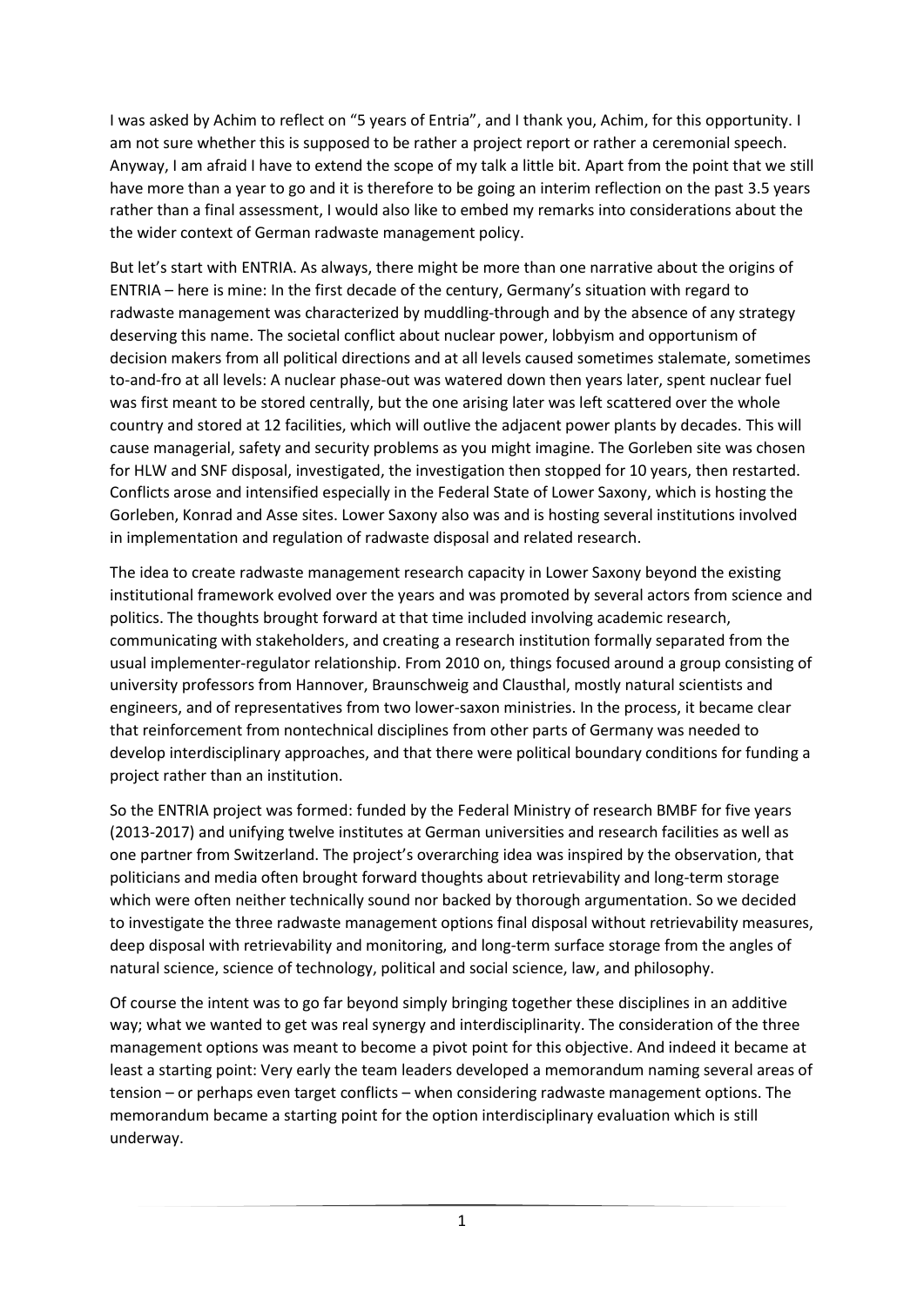I was asked by Achim to reflect on "5 years of Entria", and I thank you, Achim, for this opportunity. I am not sure whether this is supposed to be rather a project report or rather a ceremonial speech. Anyway, I am afraid I have to extend the scope of my talk a little bit. Apart from the point that we still have more than a year to go and it is therefore to be going an interim reflection on the past 3.5 years rather than a final assessment, I would also like to embed my remarks into considerations about the the wider context of German radwaste management policy.

But let's start with ENTRIA. As always, there might be more than one narrative about the origins of ENTRIA – here is mine: In the first decade of the century, Germany's situation with regard to radwaste management was characterized by muddling-through and by the absence of any strategy deserving this name. The societal conflict about nuclear power, lobbyism and opportunism of decision makers from all political directions and at all levels caused sometimes stalemate, sometimes to-and-fro at all levels: A nuclear phase-out was watered down then years later, spent nuclear fuel was first meant to be stored centrally, but the one arising later was left scattered over the whole country and stored at 12 facilities, which will outlive the adjacent power plants by decades. This will cause managerial, safety and security problems as you might imagine. The Gorleben site was chosen for HLW and SNF disposal, investigated, the investigation then stopped for 10 years, then restarted. Conflicts arose and intensified especially in the Federal State of Lower Saxony, which is hosting the Gorleben, Konrad and Asse sites. Lower Saxony also was and is hosting several institutions involved in implementation and regulation of radwaste disposal and related research.

The idea to create radwaste management research capacity in Lower Saxony beyond the existing institutional framework evolved over the years and was promoted by several actors from science and politics. The thoughts brought forward at that time included involving academic research, communicating with stakeholders, and creating a research institution formally separated from the usual implementer-regulator relationship. From 2010 on, things focused around a group consisting of university professors from Hannover, Braunschweig and Clausthal, mostly natural scientists and engineers, and of representatives from two lower-saxon ministries. In the process, it became clear that reinforcement from nontechnical disciplines from other parts of Germany was needed to develop interdisciplinary approaches, and that there were political boundary conditions for funding a project rather than an institution.

So the ENTRIA project was formed: funded by the Federal Ministry of research BMBF for five years (2013-2017) and unifying twelve institutes at German universities and research facilities as well as one partner from Switzerland. The project's overarching idea was inspired by the observation, that politicians and media often brought forward thoughts about retrievability and long-term storage which were often neither technically sound nor backed by thorough argumentation. So we decided to investigate the three radwaste management options final disposal without retrievability measures, deep disposal with retrievability and monitoring, and long-term surface storage from the angles of natural science, science of technology, political and social science, law, and philosophy.

Of course the intent was to go far beyond simply bringing together these disciplines in an additive way; what we wanted to get was real synergy and interdisciplinarity. The consideration of the three management options was meant to become a pivot point for this objective. And indeed it became at least a starting point: Very early the team leaders developed a memorandum naming several areas of tension – or perhaps even target conflicts – when considering radwaste management options. The memorandum became a starting point for the option interdisciplinary evaluation which is still underway.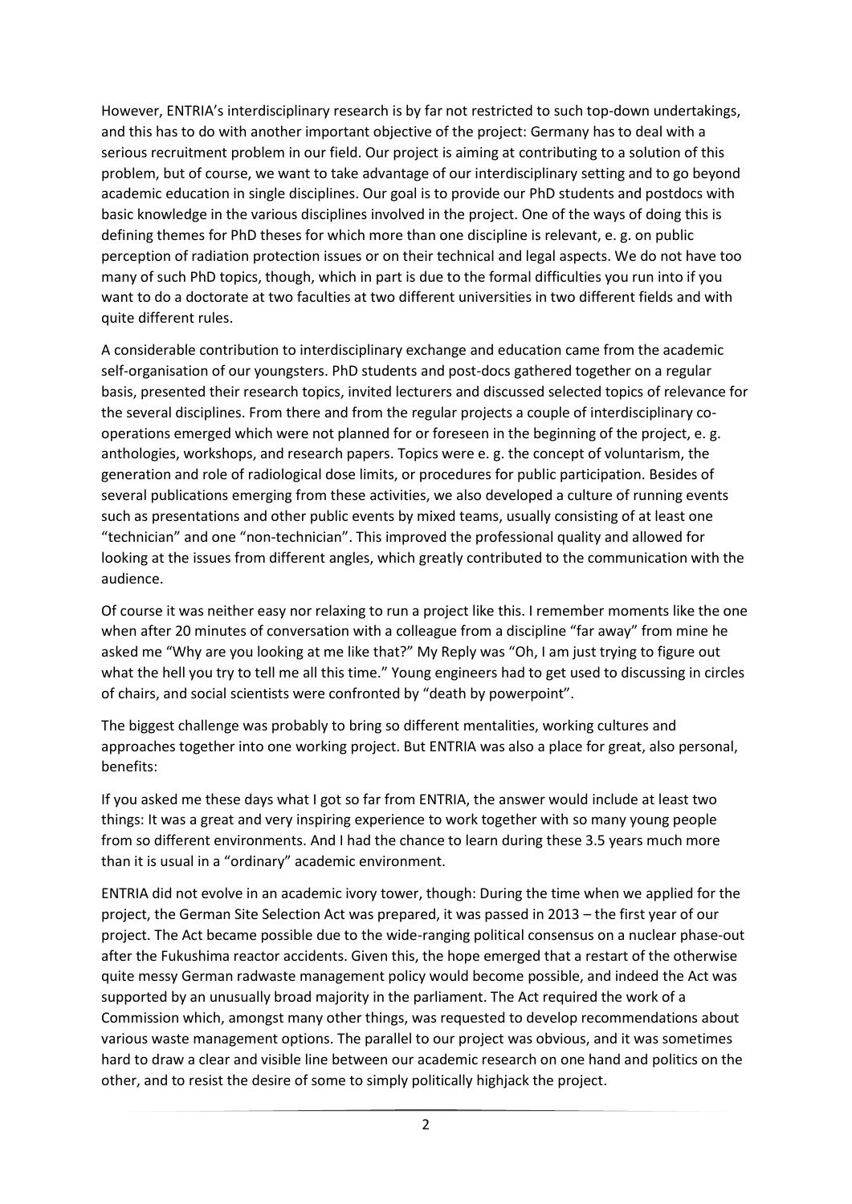However, ENTRIA's interdisciplinary research is by far not restricted to such top-down undertakings, and this has to do with another important objective of the project: Germany has to deal with a serious recruitment problem in our field. Our project is aiming at contributing to a solution of this problem, but of course, we want to take advantage of our interdisciplinary setting and to go beyond academic education in single disciplines. Our goal is to provide our PhD students and postdocs with basic knowledge in the various disciplines involved in the project. One of the ways of doing this is defining themes for PhD theses for which more than one discipline is relevant, e. g. on public perception of radiation protection issues or on their technical and legal aspects. We do not have too many of such PhD topics, though, which in part is due to the formal difficulties you run into if you want to do a doctorate at two faculties at two different universities in two different fields and with quite different rules.

A considerable contribution to interdisciplinary exchange and education came from the academic self-organisation of our youngsters. PhD students and post-docs gathered together on a regular basis, presented their research topics, invited lecturers and discussed selected topics of relevance for the several disciplines. From there and from the regular projects a couple of interdisciplinary co-operations emerged which were not planned for or foreseen in the beginning of the project, e. g. anthologies, workshops, and research papers. Topics were e. g. the concept of voluntarism, the generation and role of radiological dose limits, or procedures for public participation. Besides of several publications emerging from these activities, we also developed a culture of running events such as presentations and other public events by mixed teams, usually consisting of at least one "technician" and one "non-technician". This improved the professional quality and allowed for looking at the issues from different angles, which greatly contributed to the communication with the audience.

Of course it was neither easy nor relaxing to run a project like this. I remember moments like the one when after 20 minutes of conversation with a colleague from a discipline "far away" from mine he asked me "Why are you looking at me like that?" My Reply was "Oh, I am just trying to figure out what the hell you try to tell me all this time." Young engineers had to get used to discussing in circles of chairs, and social scientists were confronted by "death by powerpoint".

The biggest challenge was probably to bring so different mentalities, working cultures and approaches together into one working project. But ENTRIA was also a place for great, also personal, benefits:

If you asked me these days what I got so far from ENTRIA, the answer would include at least two things: It was a great and very inspiring experience to work together with so many young people from so different environments. And I had the chance to learn during these 3.5 years much more than it is usual in a "ordinary" academic environment.

ENTRIA did not evolve in an academic ivory tower, though: During the time when we applied for the project, the German Site Selection Act was prepared, it was passed in 2013 – the first year of our project. The Act became possible due to the wide-ranging political consensus on a nuclear phase-out after the Fukushima reactor accidents. Given this, the hope emerged that a restart of the otherwise quite messy German radwaste management policy would become possible, and indeed the Act was supported by an unusually broad majority in the parliament. The Act required the work of a Commission which, amongst many other things, was requested to develop recommendations about various waste management options. The parallel to our project was obvious, and it was sometimes hard to draw a clear and visible line between our academic research on one hand and politics on the other, and to resist the desire of some to simply politically highjack the project.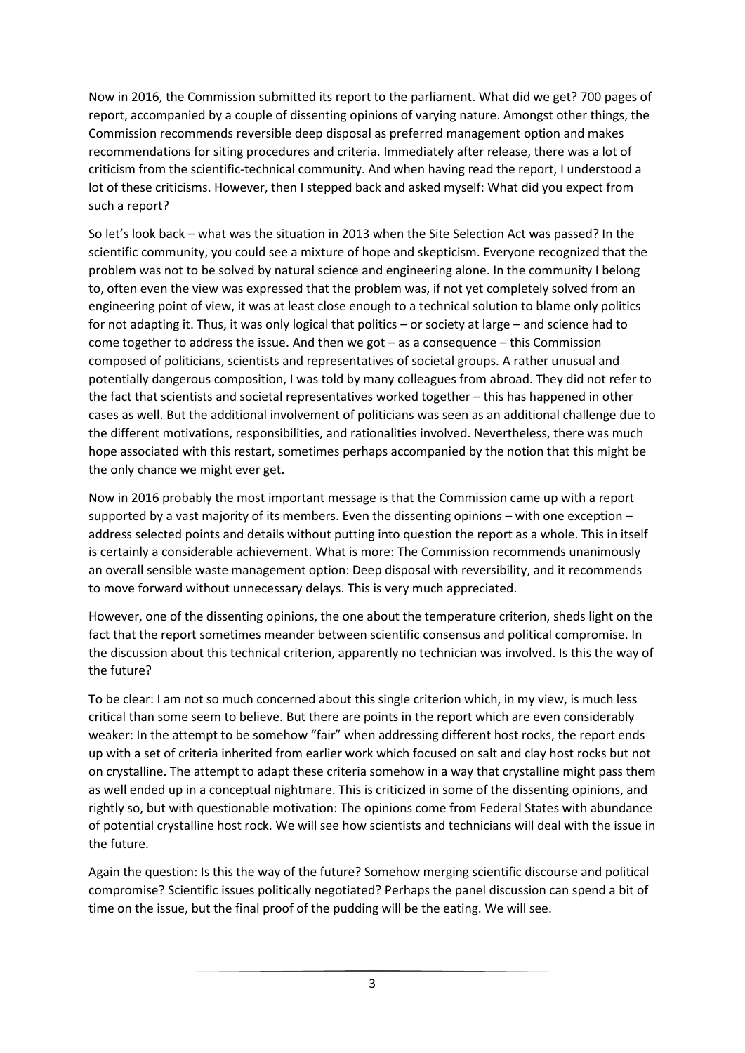Now in 2016, the Commission submitted its report to the parliament. What did we get? 700 pages of report, accompanied by a couple of dissenting opinions of varying nature. Amongst other things, the Commission recommends reversible deep disposal as preferred management option and makes recommendations for siting procedures and criteria. Immediately after release, there was a lot of criticism from the scientific-technical community. And when having read the report, I understood a lot of these criticisms. However, then I stepped back and asked myself: What did you expect from such a report?

So let's look back – what was the situation in 2013 when the Site Selection Act was passed? In the scientific community, you could see a mixture of hope and skepticism. Everyone recognized that the problem was not to be solved by natural science and engineering alone. In the community I belong to, often even the view was expressed that the problem was, if not yet completely solved from an engineering point of view, it was at least close enough to a technical solution to blame only politics for not adapting it. Thus, it was only logical that politics – or society at large – and science had to come together to address the issue. And then we got – as a consequence – this Commission composed of politicians, scientists and representatives of societal groups. A rather unusual and potentially dangerous composition, I was told by many colleagues from abroad. They did not refer to the fact that scientists and societal representatives worked together – this has happened in other cases as well. But the additional involvement of politicians was seen as an additional challenge due to the different motivations, responsibilities, and rationalities involved. Nevertheless, there was much hope associated with this restart, sometimes perhaps accompanied by the notion that this might be the only chance we might ever get.

Now in 2016 probably the most important message is that the Commission came up with a report supported by a vast majority of its members. Even the dissenting opinions – with one exception – address selected points and details without putting into question the report as a whole. This in itself is certainly a considerable achievement. What is more: The Commission recommends unanimously an overall sensible waste management option: Deep disposal with reversibility, and it recommends to move forward without unnecessary delays. This is very much appreciated.

However, one of the dissenting opinions, the one about the temperature criterion, sheds light on the fact that the report sometimes meander between scientific consensus and political compromise. In the discussion about this technical criterion, apparently no technician was involved. Is this the way of the future?

To be clear: I am not so much concerned about this single criterion which, in my view, is much less critical than some seem to believe. But there are points in the report which are even considerably weaker: In the attempt to be somehow "fair" when addressing different host rocks, the report ends up with a set of criteria inherited from earlier work which focused on salt and clay host rocks but not on crystalline. The attempt to adapt these criteria somehow in a way that crystalline might pass them as well ended up in a conceptual nightmare. This is criticized in some of the dissenting opinions, and rightly so, but with questionable motivation: The opinions come from Federal States with abundance of potential crystalline host rock. We will see how scientists and technicians will deal with the issue in the future.

Again the question: Is this the way of the future? Somehow merging scientific discourse and political compromise? Scientific issues politically negotiated? Perhaps the panel discussion can spend a bit of time on the issue, but the final proof of the pudding will be the eating. We will see.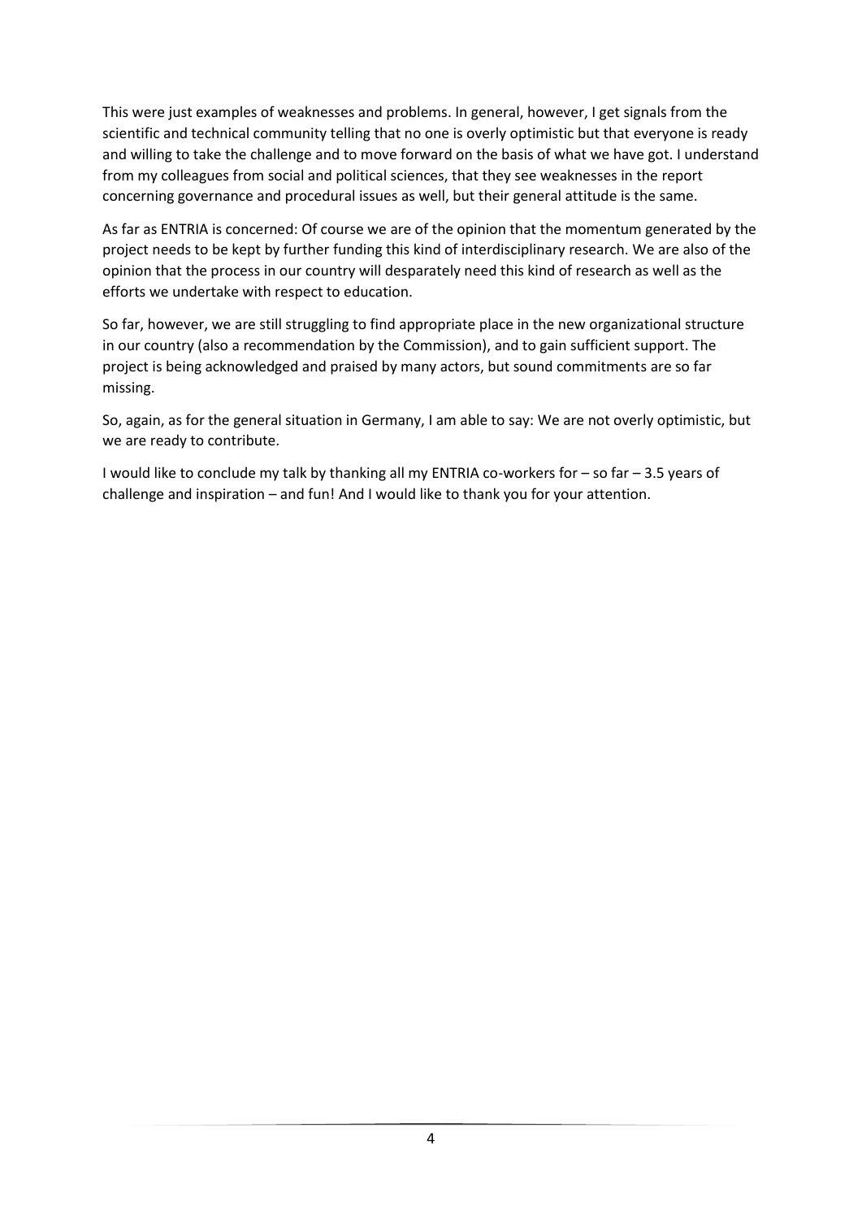This were just examples of weaknesses and problems. In general, however, I get signals from the scientific and technical community telling that no one is overly optimistic but that everyone is ready and willing to take the challenge and to move forward on the basis of what we have got. I understand from my colleagues from social and political sciences, that they see weaknesses in the report concerning governance and procedural issues as well, but their general attitude is the same.

As far as ENTRIA is concerned: Of course we are of the opinion that the momentum generated by the project needs to be kept by further funding this kind of interdisciplinary research. We are also of the opinion that the process in our country will desparately need this kind of research as well as the efforts we undertake with respect to education.

So far, however, we are still struggling to find appropriate place in the new organizational structure in our country (also a recommendation by the Commission), and to gain sufficient support. The project is being acknowledged and praised by many actors, but sound commitments are so far missing.

So, again, as for the general situation in Germany, I am able to say: We are not overly optimistic, but we are ready to contribute.

I would like to conclude my talk by thanking all my ENTRIA co-workers for – so far – 3.5 years of challenge and inspiration – and fun! And I would like to thank you for your attention.